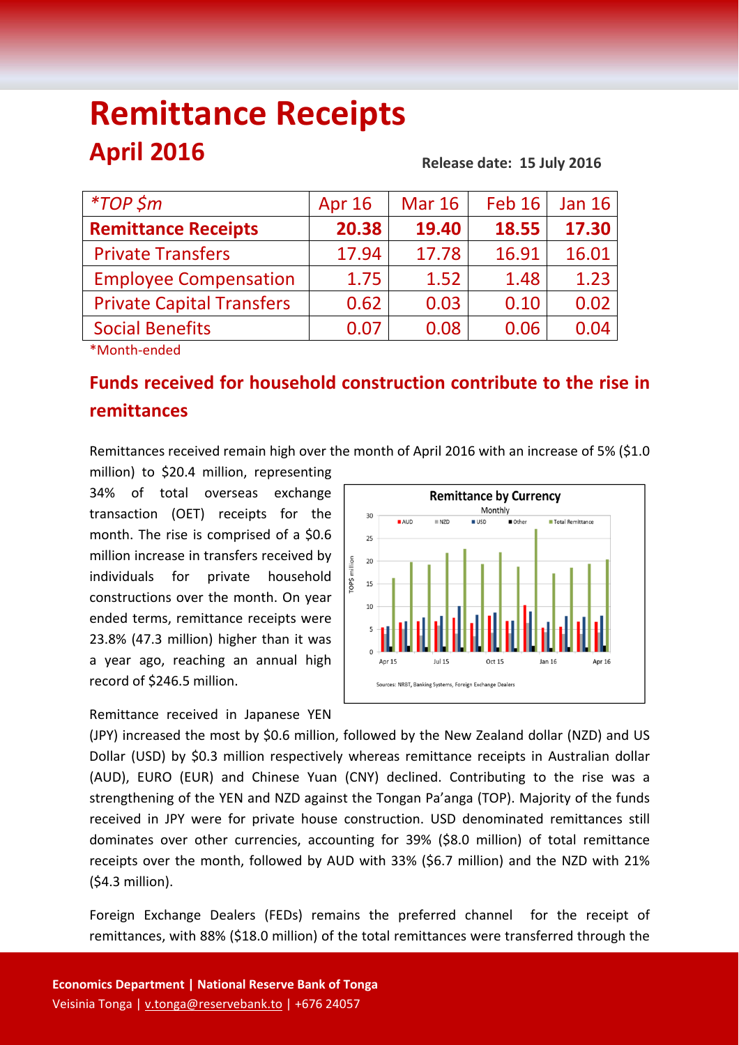# Remittance Receipts

## April 2016

**Release date: 15 July 2016**

| *TOP $m | Apr 16 | Mar 16 | Feb 16 | Jan 16 |
|---|---|---|---|---|
| **Remittance Receipts** | **20.38** | **19.40** | **18.55** | **17.30** |
| Private Transfers | 17.94 | 17.78 | 16.91 | 16.01 |
| Employee Compensation | 1.75 | 1.52 | 1.48 | 1.23 |
| Private Capital Transfers | 0.62 | 0.03 | 0.10 | 0.02 |
| Social Benefits | 0.07 | 0.08 | 0.06 | 0.04 |

*Month-ended

## Funds received for household construction contribute to the rise in remittances

Remittances received remain high over the month of April 2016 with an increase of 5% ($1.0 million) to $20.4 million, representing 34% of total overseas exchange transaction (OET) receipts for the month. The rise is comprised of a $0.6 million increase in transfers received by individuals for private household constructions over the month. On year ended terms, remittance receipts were 23.8% (47.3 million) higher than it was a year ago, reaching an annual high record of $246.5 million.

Remittance received in Japanese YEN (JPY) increased the most by $0.6 million, followed by the New Zealand dollar (NZD) and US Dollar (USD) by $0.3 million respectively whereas remittance receipts in Australian dollar (AUD), EURO (EUR) and Chinese Yuan (CNY) declined. Contributing to the rise was a strengthening of the YEN and NZD against the Tongan Pa'anga (TOP). Majority of the funds received in JPY were for private house construction. USD denominated remittances still dominates over other currencies, accounting for 39% ($8.0 million) of total remittance receipts over the month, followed by AUD with 33% ($6.7 million) and the NZD with 21% ($4.3 million).

Foreign Exchange Dealers (FEDs) remains the preferred channel for the receipt of remittances, with 88% ($18.0 million) of the total remittances were transferred through the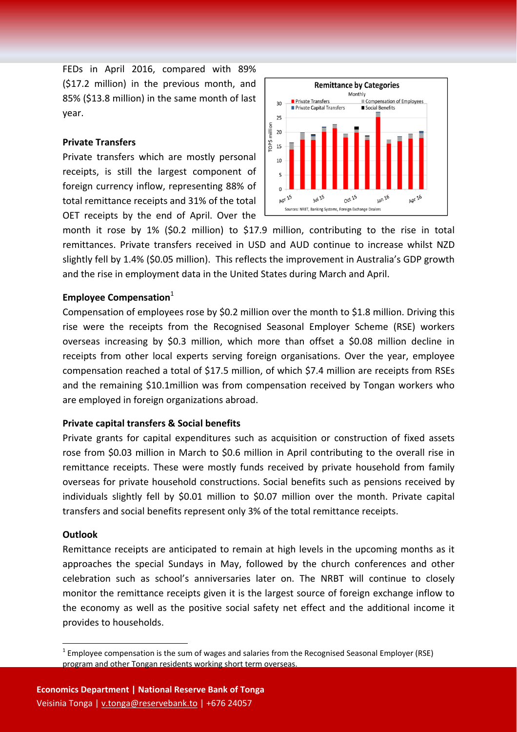FEDs in April 2016, compared with 89% ($17.2 million) in the previous month, and 85% ($13.8 million) in the same month of last year.

**Private Transfers**

Private transfers which are mostly personal receipts, is still the largest component of foreign currency inflow, representing 88% of total remittance receipts and 31% of the total OET receipts by the end of April. Over the month it rose by 1% ($0.2 million) to $17.9 million, contributing to the rise in total remittances. Private transfers received in USD and AUD continue to increase whilst NZD slightly fell by 1.4% ($0.05 million). This reflects the improvement in Australia's GDP growth and the rise in employment data in the United States during March and April.

**Employee Compensation**[1]

Compensation of employees rose by $0.2 million over the month to $1.8 million. Driving this rise were the receipts from the Recognised Seasonal Employer Scheme (RSE) workers overseas increasing by $0.3 million, which more than offset a $0.08 million decline in receipts from other local experts serving foreign organisations. Over the year, employee compensation reached a total of $17.5 million, of which $7.4 million are receipts from RSEs and the remaining $10.1million was from compensation received by Tongan workers who are employed in foreign organizations abroad.

**Private capital transfers & Social benefits**

Private grants for capital expenditures such as acquisition or construction of fixed assets rose from $0.03 million in March to $0.6 million in April contributing to the overall rise in remittance receipts. These were mostly funds received by private household from family overseas for private household constructions. Social benefits such as pensions received by individuals slightly fell by $0.01 million to $0.07 million over the month. Private capital transfers and social benefits represent only 3% of the total remittance receipts.

**Outlook**

Remittance receipts are anticipated to remain at high levels in the upcoming months as it approaches the special Sundays in May, followed by the church conferences and other celebration such as school's anniversaries later on. The NRBT will continue to closely monitor the remittance receipts given it is the largest source of foreign exchange inflow to the economy as well as the positive social safety net effect and the additional income it provides to households.

[1] Employee compensation is the sum of wages and salaries from the Recognised Seasonal Employer (RSE) program and other Tongan residents working short term overseas.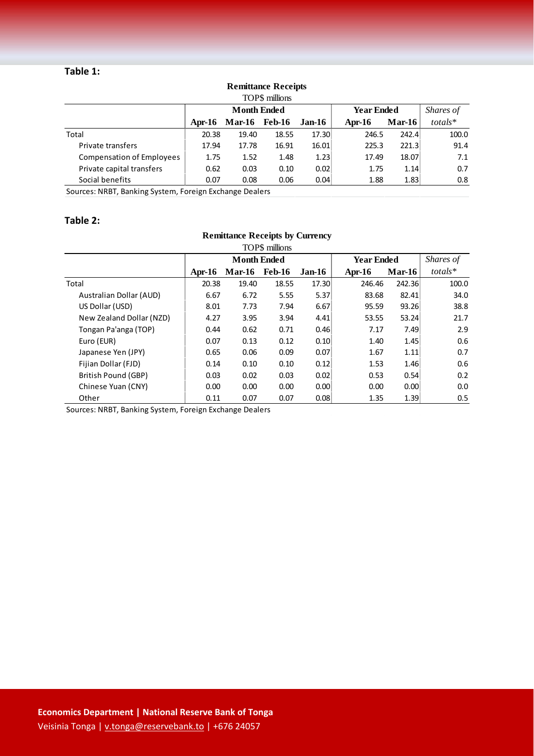**Table 1:**

**Remittance Receipts**

TOP$ millions

| | Month Ended | | | | Year Ended | | *Shares of* |
|---|---|---|---|---|---|---|---|
| | **Apr-16** | **Mar-16** | **Feb-16** | **Jan-16** | **Apr-16** | **Mar-16** | *totals** |
| Total | 20.38 | 19.40 | 18.55 | 17.30 | 246.5 | 242.4 | 100.0 |
| Private transfers | 17.94 | 17.78 | 16.91 | 16.01 | 225.3 | 221.3 | 91.4 |
| Compensation of Employees | 1.75 | 1.52 | 1.48 | 1.23 | 17.49 | 18.07 | 7.1 |
| Private capital transfers | 0.62 | 0.03 | 0.10 | 0.02 | 1.75 | 1.14 | 0.7 |
| Social benefits | 0.07 | 0.08 | 0.06 | 0.04 | 1.88 | 1.83 | 0.8 |

Sources: NRBT, Banking System, Foreign Exchange Dealers

**Table 2:**

**Remittance Receipts by Currency**

TOP$ millions

| | Month Ended | | | | Year Ended | | *Shares of* |
|---|---|---|---|---|---|---|---|
| | **Apr-16** | **Mar-16** | **Feb-16** | **Jan-16** | **Apr-16** | **Mar-16** | *totals** |
| Total | 20.38 | 19.40 | 18.55 | 17.30 | 246.46 | 242.36 | 100.0 |
| Australian Dollar (AUD) | 6.67 | 6.72 | 5.55 | 5.37 | 83.68 | 82.41 | 34.0 |
| US Dollar (USD) | 8.01 | 7.73 | 7.94 | 6.67 | 95.59 | 93.26 | 38.8 |
| New Zealand Dollar (NZD) | 4.27 | 3.95 | 3.94 | 4.41 | 53.55 | 53.24 | 21.7 |
| Tongan Pa'anga (TOP) | 0.44 | 0.62 | 0.71 | 0.46 | 7.17 | 7.49 | 2.9 |
| Euro (EUR) | 0.07 | 0.13 | 0.12 | 0.10 | 1.40 | 1.45 | 0.6 |
| Japanese Yen (JPY) | 0.65 | 0.06 | 0.09 | 0.07 | 1.67 | 1.11 | 0.7 |
| Fijian Dollar (FJD) | 0.14 | 0.10 | 0.10 | 0.12 | 1.53 | 1.46 | 0.6 |
| British Pound (GBP) | 0.03 | 0.02 | 0.03 | 0.02 | 0.53 | 0.54 | 0.2 |
| Chinese Yuan (CNY) | 0.00 | 0.00 | 0.00 | 0.00 | 0.00 | 0.00 | 0.0 |
| Other | 0.11 | 0.07 | 0.07 | 0.08 | 1.35 | 1.39 | 0.5 |

Sources: NRBT, Banking System, Foreign Exchange Dealers

**Economics Department | National Reserve Bank of Tonga**

Veisinia Tonga | v.tonga@reservebank.to | +676 24057